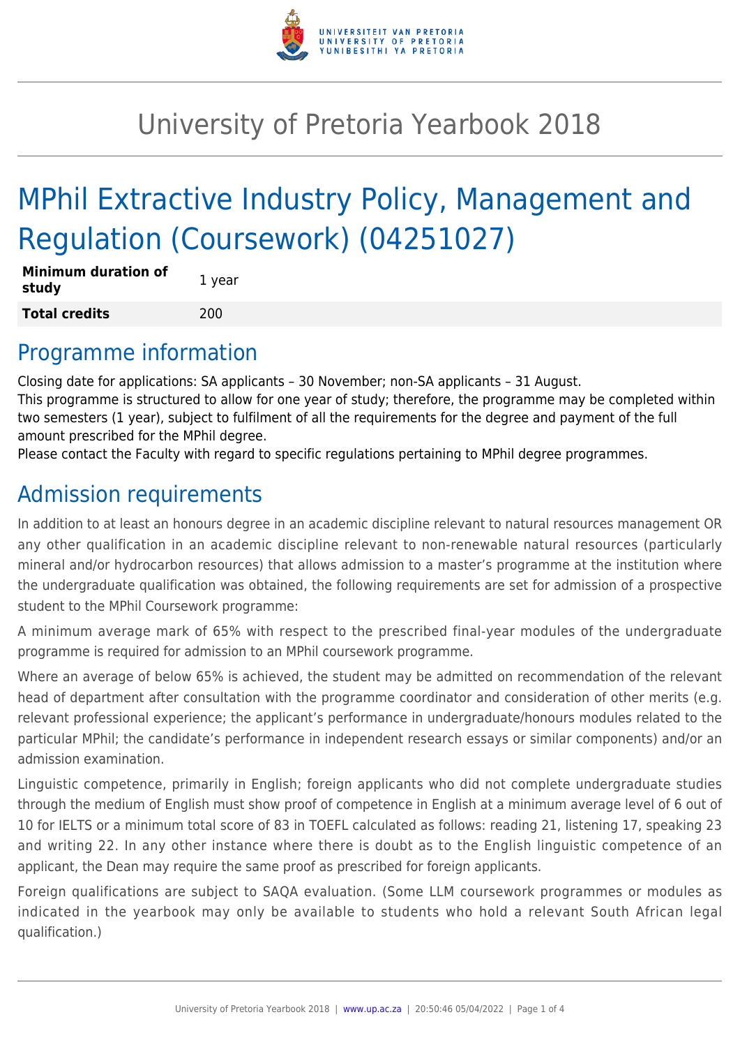# University of Pretoria Yearbook 2018

# MPhil Extractive Industry Policy, Management and Regulation (Coursework) (04251027)

| | |
|---|---|
| **Minimum duration of study** | 1 year |
| **Total credits** | 200 |

## Programme information

Closing date for applications: SA applicants – 30 November; non-SA applicants – 31 August.
This programme is structured to allow for one year of study; therefore, the programme may be completed within two semesters (1 year), subject to fulfilment of all the requirements for the degree and payment of the full amount prescribed for the MPhil degree.
Please contact the Faculty with regard to specific regulations pertaining to MPhil degree programmes.

## Admission requirements

In addition to at least an honours degree in an academic discipline relevant to natural resources management OR any other qualification in an academic discipline relevant to non-renewable natural resources (particularly mineral and/or hydrocarbon resources) that allows admission to a master's programme at the institution where the undergraduate qualification was obtained, the following requirements are set for admission of a prospective student to the MPhil Coursework programme:

A minimum average mark of 65% with respect to the prescribed final-year modules of the undergraduate programme is required for admission to an MPhil coursework programme.

Where an average of below 65% is achieved, the student may be admitted on recommendation of the relevant head of department after consultation with the programme coordinator and consideration of other merits (e.g. relevant professional experience; the applicant's performance in undergraduate/honours modules related to the particular MPhil; the candidate's performance in independent research essays or similar components) and/or an admission examination.

Linguistic competence, primarily in English; foreign applicants who did not complete undergraduate studies through the medium of English must show proof of competence in English at a minimum average level of 6 out of 10 for IELTS or a minimum total score of 83 in TOEFL calculated as follows: reading 21, listening 17, speaking 23 and writing 22. In any other instance where there is doubt as to the English linguistic competence of an applicant, the Dean may require the same proof as prescribed for foreign applicants.

Foreign qualifications are subject to SAQA evaluation. (Some LLM coursework programmes or modules as indicated in the yearbook may only be available to students who hold a relevant South African legal qualification.)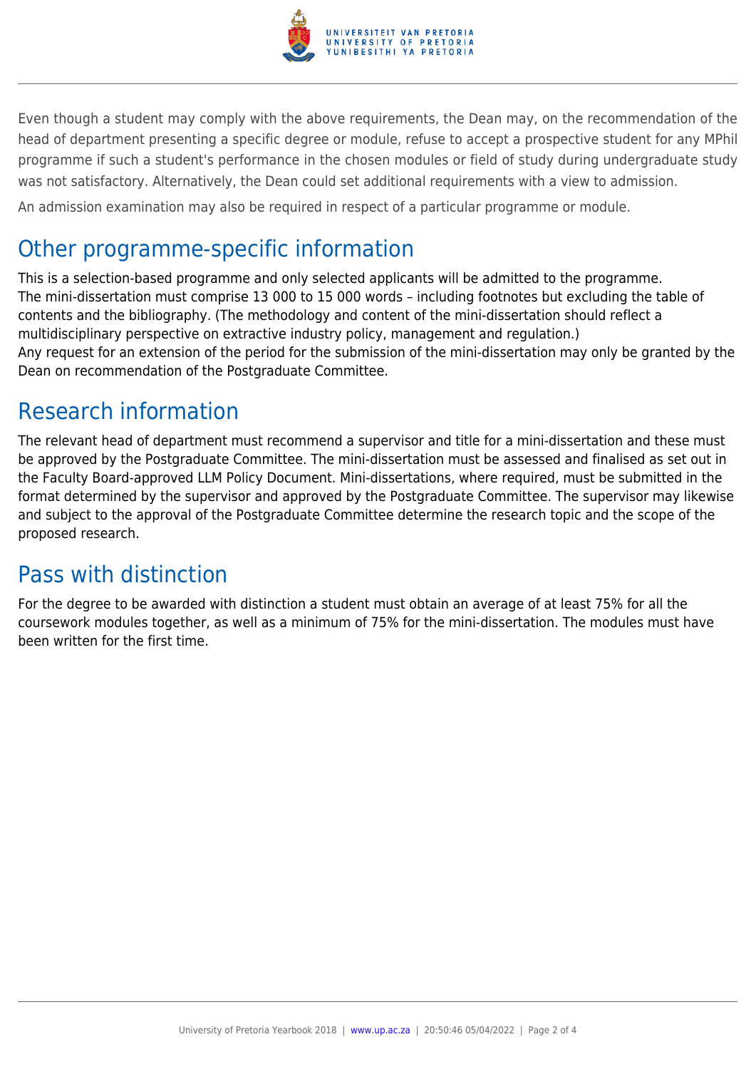Even though a student may comply with the above requirements, the Dean may, on the recommendation of the head of department presenting a specific degree or module, refuse to accept a prospective student for any MPhil programme if such a student's performance in the chosen modules or field of study during undergraduate study was not satisfactory. Alternatively, the Dean could set additional requirements with a view to admission.

An admission examination may also be required in respect of a particular programme or module.

## Other programme-specific information

This is a selection-based programme and only selected applicants will be admitted to the programme.
The mini-dissertation must comprise 13 000 to 15 000 words – including footnotes but excluding the table of contents and the bibliography. (The methodology and content of the mini-dissertation should reflect a multidisciplinary perspective on extractive industry policy, management and regulation.)
Any request for an extension of the period for the submission of the mini-dissertation may only be granted by the Dean on recommendation of the Postgraduate Committee.

## Research information

The relevant head of department must recommend a supervisor and title for a mini-dissertation and these must be approved by the Postgraduate Committee. The mini-dissertation must be assessed and finalised as set out in the Faculty Board-approved LLM Policy Document. Mini-dissertations, where required, must be submitted in the format determined by the supervisor and approved by the Postgraduate Committee. The supervisor may likewise and subject to the approval of the Postgraduate Committee determine the research topic and the scope of the proposed research.

## Pass with distinction

For the degree to be awarded with distinction a student must obtain an average of at least 75% for all the coursework modules together, as well as a minimum of 75% for the mini-dissertation. The modules must have been written for the first time.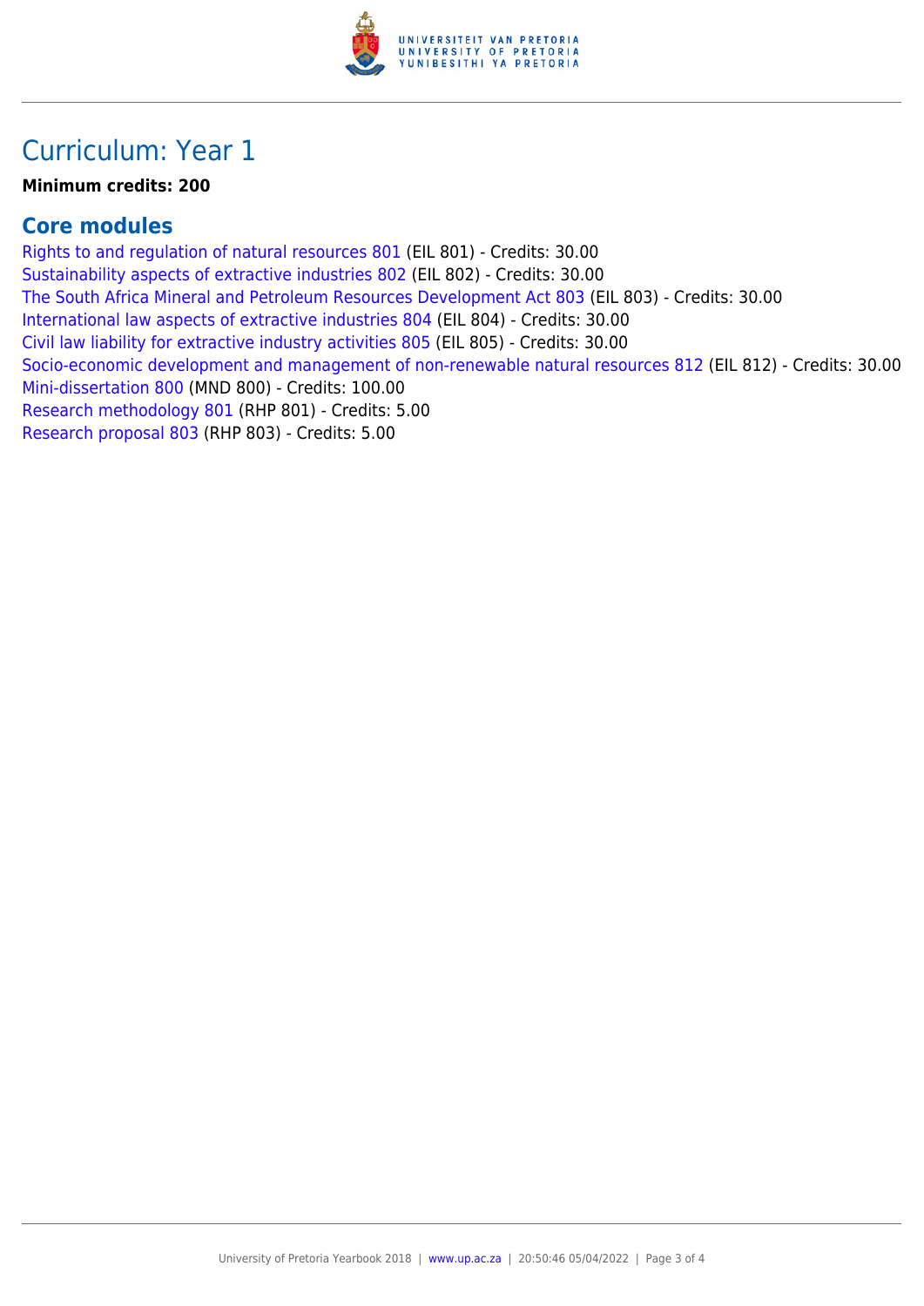# Curriculum: Year 1

**Minimum credits: 200**

## Core modules

Rights to and regulation of natural resources 801 (EIL 801) - Credits: 30.00
Sustainability aspects of extractive industries 802 (EIL 802) - Credits: 30.00
The South Africa Mineral and Petroleum Resources Development Act 803 (EIL 803) - Credits: 30.00
International law aspects of extractive industries 804 (EIL 804) - Credits: 30.00
Civil law liability for extractive industry activities 805 (EIL 805) - Credits: 30.00
Socio-economic development and management of non-renewable natural resources 812 (EIL 812) - Credits: 30.00
Mini-dissertation 800 (MND 800) - Credits: 100.00
Research methodology 801 (RHP 801) - Credits: 5.00
Research proposal 803 (RHP 803) - Credits: 5.00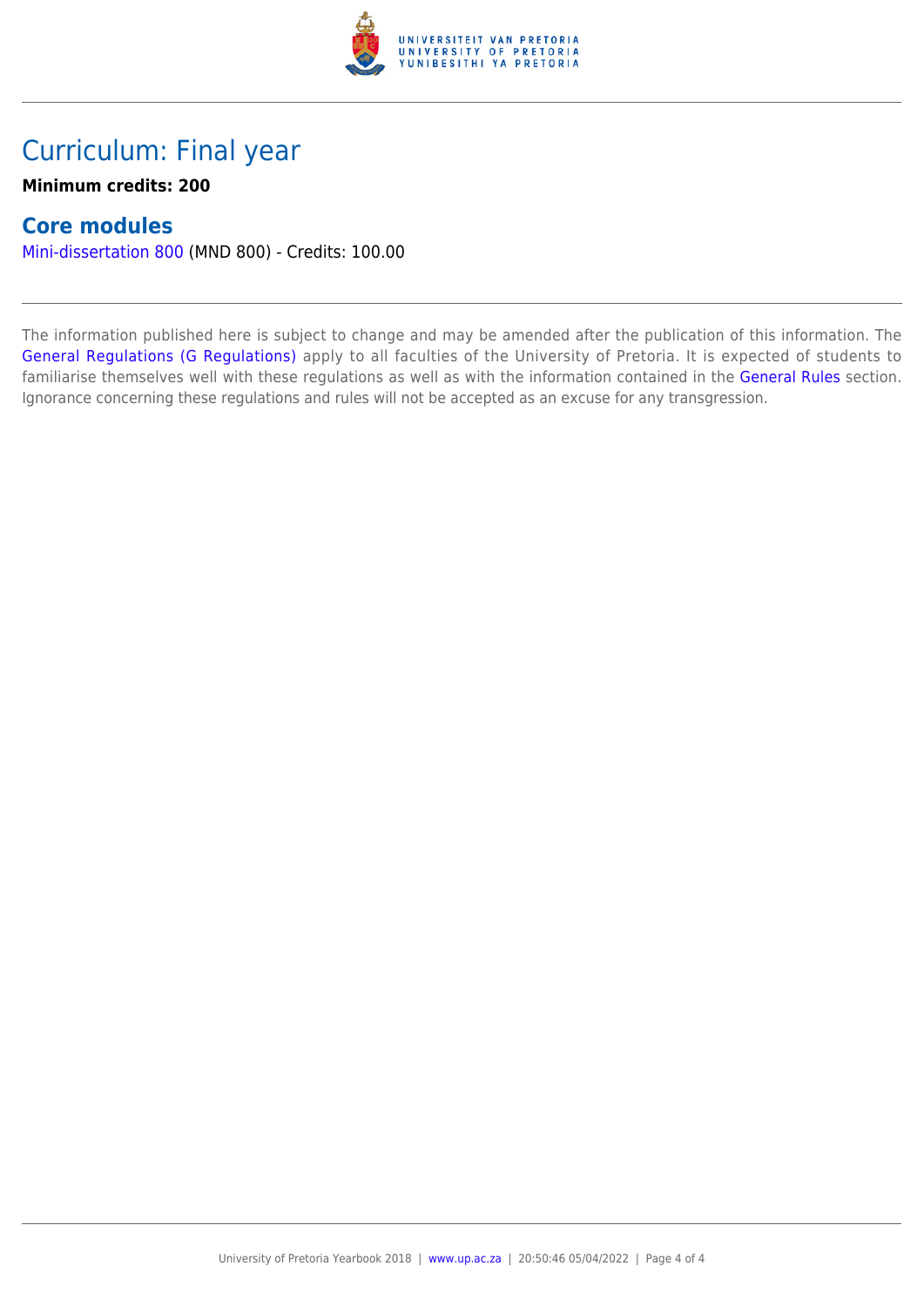## Curriculum: Final year

**Minimum credits: 200**

### Core modules

Mini-dissertation 800 (MND 800) - Credits: 100.00

The information published here is subject to change and may be amended after the publication of this information. The General Regulations (G Regulations) apply to all faculties of the University of Pretoria. It is expected of students to familiarise themselves well with these regulations as well as with the information contained in the General Rules section. Ignorance concerning these regulations and rules will not be accepted as an excuse for any transgression.